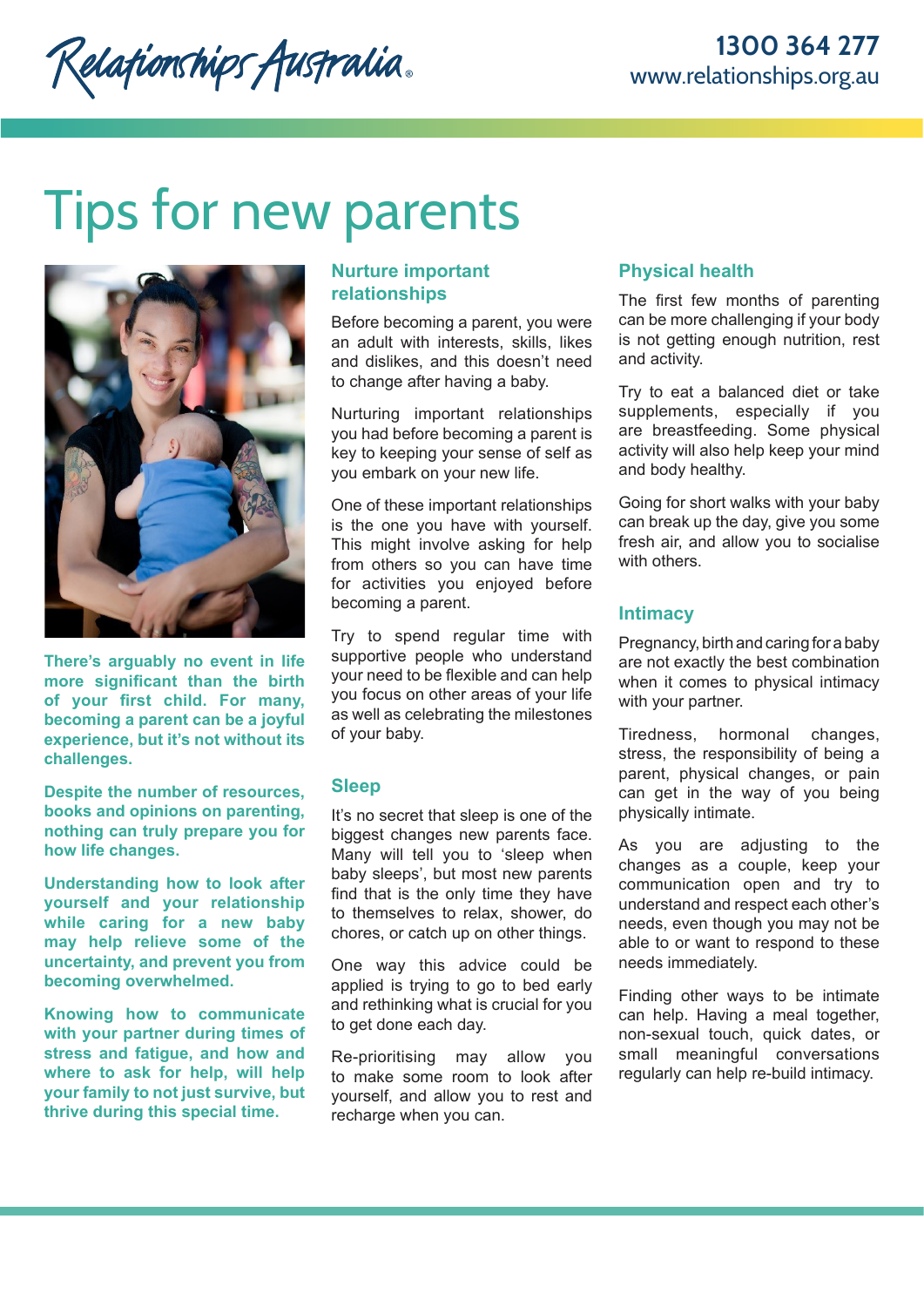Relationships Australia

1300 364 277
www.relationships.org.au

# Tips for new parents

**There's arguably no event in life more significant than the birth of your first child. For many, becoming a parent can be a joyful experience, but it's not without its challenges.**

**Despite the number of resources, books and opinions on parenting, nothing can truly prepare you for how life changes.**

**Understanding how to look after yourself and your relationship while caring for a new baby may help relieve some of the uncertainty, and prevent you from becoming overwhelmed.**

**Knowing how to communicate with your partner during times of stress and fatigue, and how and where to ask for help, will help your family to not just survive, but thrive during this special time.**

## Nurture important relationships

Before becoming a parent, you were an adult with interests, skills, likes and dislikes, and this doesn't need to change after having a baby.

Nurturing important relationships you had before becoming a parent is key to keeping your sense of self as you embark on your new life.

One of these important relationships is the one you have with yourself. This might involve asking for help from others so you can have time for activities you enjoyed before becoming a parent.

Try to spend regular time with supportive people who understand your need to be flexible and can help you focus on other areas of your life as well as celebrating the milestones of your baby.

## Sleep

It's no secret that sleep is one of the biggest changes new parents face. Many will tell you to 'sleep when baby sleeps', but most new parents find that is the only time they have to themselves to relax, shower, do chores, or catch up on other things.

One way this advice could be applied is trying to go to bed early and rethinking what is crucial for you to get done each day.

Re-prioritising may allow you to make some room to look after yourself, and allow you to rest and recharge when you can.

## Physical health

The first few months of parenting can be more challenging if your body is not getting enough nutrition, rest and activity.

Try to eat a balanced diet or take supplements, especially if you are breastfeeding. Some physical activity will also help keep your mind and body healthy.

Going for short walks with your baby can break up the day, give you some fresh air, and allow you to socialise with others.

## Intimacy

Pregnancy, birth and caring for a baby are not exactly the best combination when it comes to physical intimacy with your partner.

Tiredness, hormonal changes, stress, the responsibility of being a parent, physical changes, or pain can get in the way of you being physically intimate.

As you are adjusting to the changes as a couple, keep your communication open and try to understand and respect each other's needs, even though you may not be able to or want to respond to these needs immediately.

Finding other ways to be intimate can help. Having a meal together, non-sexual touch, quick dates, or small meaningful conversations regularly can help re-build intimacy.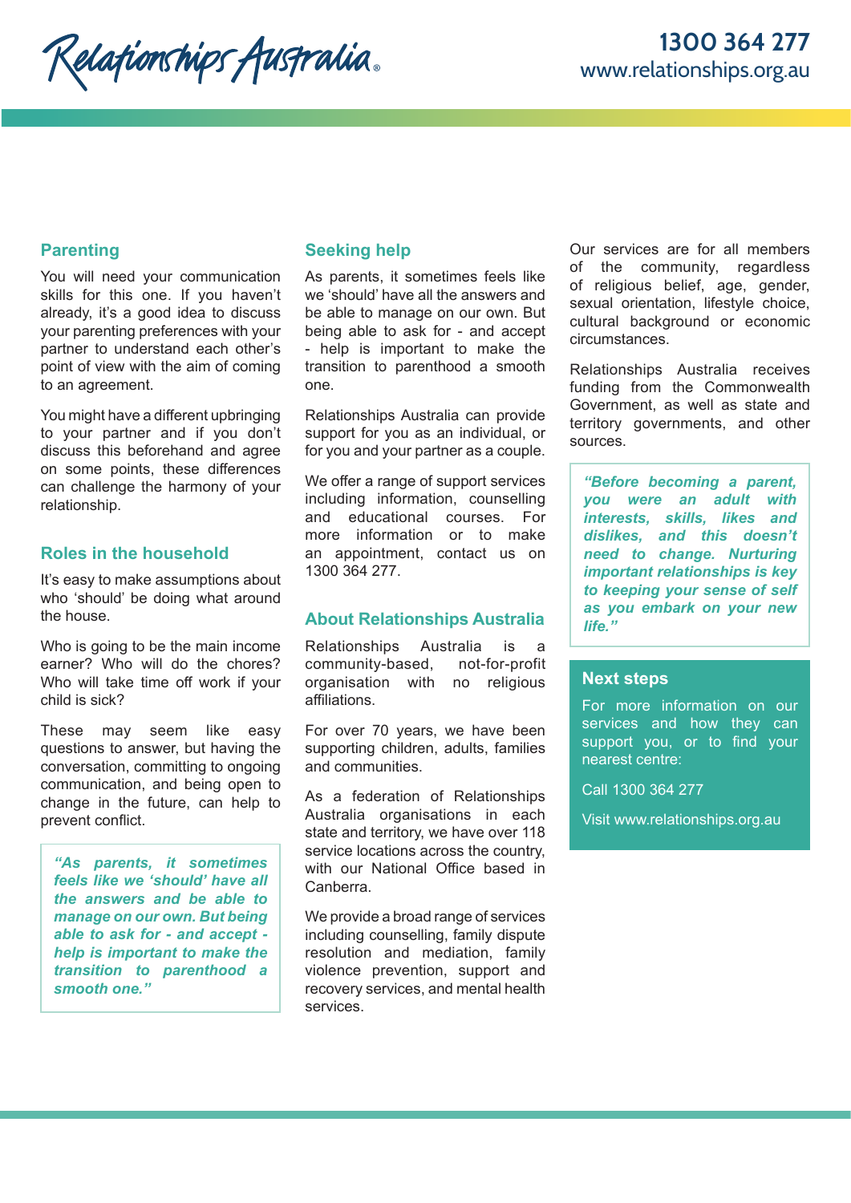## Parenting

You will need your communication skills for this one. If you haven't already, it's a good idea to discuss your parenting preferences with your partner to understand each other's point of view with the aim of coming to an agreement.

You might have a different upbringing to your partner and if you don't discuss this beforehand and agree on some points, these differences can challenge the harmony of your relationship.

## Roles in the household

It's easy to make assumptions about who 'should' be doing what around the house.

Who is going to be the main income earner? Who will do the chores? Who will take time off work if your child is sick?

These may seem like easy questions to answer, but having the conversation, committing to ongoing communication, and being open to change in the future, can help to prevent conflict.

> ***"As parents, it sometimes feels like we 'should' have all the answers and be able to manage on our own. But being able to ask for - and accept - help is important to make the transition to parenthood a smooth one."***

## Seeking help

As parents, it sometimes feels like we 'should' have all the answers and be able to manage on our own. But being able to ask for - and accept - help is important to make the transition to parenthood a smooth one.

Relationships Australia can provide support for you as an individual, or for you and your partner as a couple.

We offer a range of support services including information, counselling and educational courses. For more information or to make an appointment, contact us on 1300 364 277.

## About Relationships Australia

Relationships Australia is a community-based, not-for-profit organisation with no religious affiliations.

For over 70 years, we have been supporting children, adults, families and communities.

As a federation of Relationships Australia organisations in each state and territory, we have over 118 service locations across the country, with our National Office based in Canberra.

We provide a broad range of services including counselling, family dispute resolution and mediation, family violence prevention, support and recovery services, and mental health services.

Our services are for all members of the community, regardless of religious belief, age, gender, sexual orientation, lifestyle choice, cultural background or economic circumstances.

Relationships Australia receives funding from the Commonwealth Government, as well as state and territory governments, and other sources.

> ***"Before becoming a parent, you were an adult with interests, skills, likes and dislikes, and this doesn't need to change. Nurturing important relationships is key to keeping your sense of self as you embark on your new life."***

## Next steps

For more information on our services and how they can support you, or to find your nearest centre:

Call 1300 364 277

Visit www.relationships.org.au